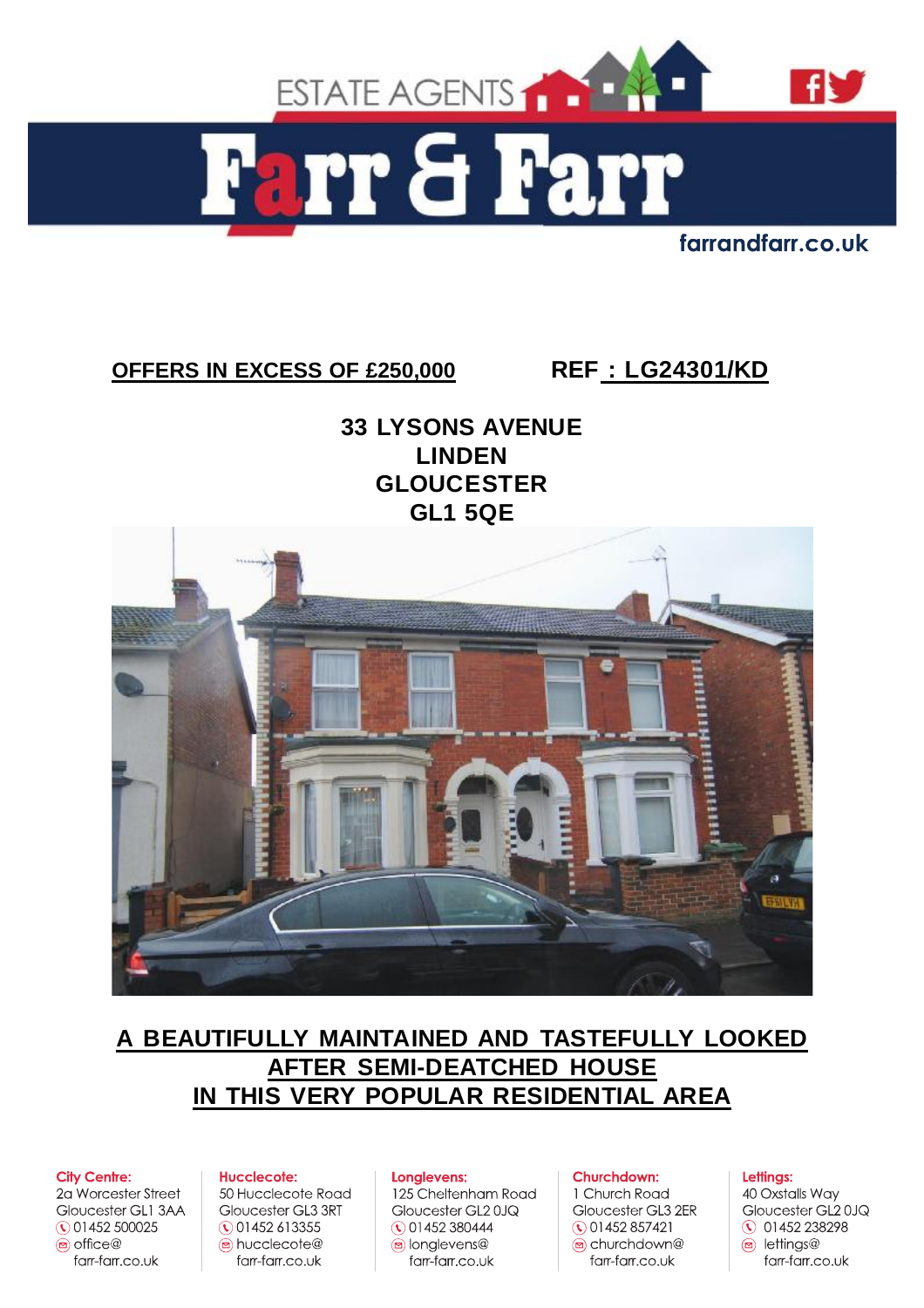ESTATE AGENTS

# Farr & Farr

farrandfarr.co.uk

**OFFERS IN EXCESS OF £250,000** **REF : LG24301/KD**

## 33 LYSONS AVENUE
## LINDEN
## GLOUCESTER
## GL1 5QE

## A BEAUTIFULLY MAINTAINED AND TASTEFULLY LOOKED AFTER SEMI-DEATCHED HOUSE IN THIS VERY POPULAR RESIDENTIAL AREA

**City Centre:**
2a Worcester Street
Gloucester GL1 3AA
01452 500025
office@farr-farr.co.uk

**Hucclecote:**
50 Hucclecote Road
Gloucester GL3 3RT
01452 613355
hucclecote@farr-farr.co.uk

**Longlevens:**
125 Cheltenham Road
Gloucester GL2 0JQ
01452 380444
longlevens@farr-farr.co.uk

**Churchdown:**
1 Church Road
Gloucester GL3 2ER
01452 857421
churchdown@farr-farr.co.uk

**Lettings:**
40 Oxstalls Way
Gloucester GL2 0JQ
01452 238298
lettings@farr-farr.co.uk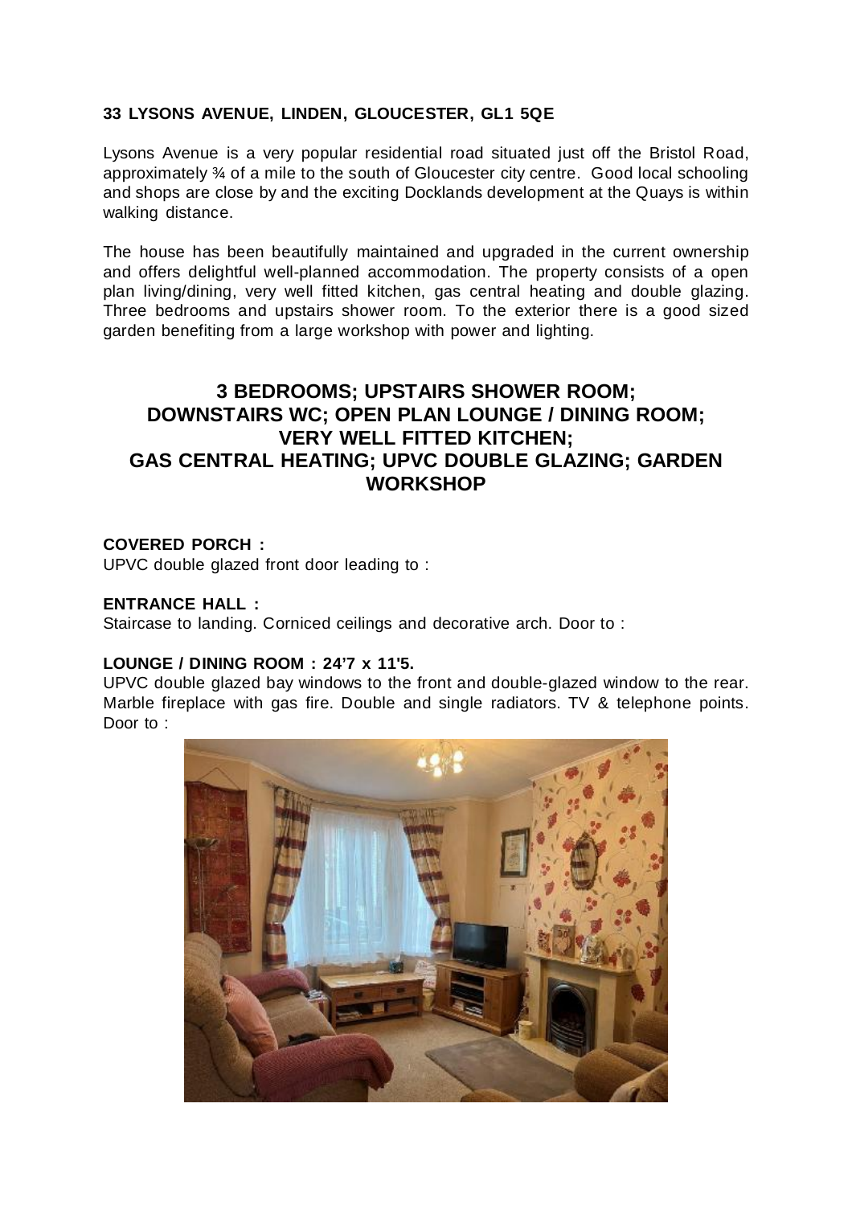**33 LYSONS AVENUE, LINDEN, GLOUCESTER, GL1 5QE**

Lysons Avenue is a very popular residential road situated just off the Bristol Road, approximately ¾ of a mile to the south of Gloucester city centre. Good local schooling and shops are close by and the exciting Docklands development at the Quays is within walking distance.

The house has been beautifully maintained and upgraded in the current ownership and offers delightful well-planned accommodation. The property consists of a open plan living/dining, very well fitted kitchen, gas central heating and double glazing. Three bedrooms and upstairs shower room. To the exterior there is a good sized garden benefiting from a large workshop with power and lighting.

## 3 BEDROOMS; UPSTAIRS SHOWER ROOM; DOWNSTAIRS WC; OPEN PLAN LOUNGE / DINING ROOM; VERY WELL FITTED KITCHEN; GAS CENTRAL HEATING; UPVC DOUBLE GLAZING; GARDEN WORKSHOP

**COVERED PORCH :**
UPVC double glazed front door leading to :

**ENTRANCE HALL :**
Staircase to landing. Corniced ceilings and decorative arch. Door to :

**LOUNGE / DINING ROOM : 24'7 x 11'5.**
UPVC double glazed bay windows to the front and double-glazed window to the rear. Marble fireplace with gas fire. Double and single radiators. TV & telephone points. Door to :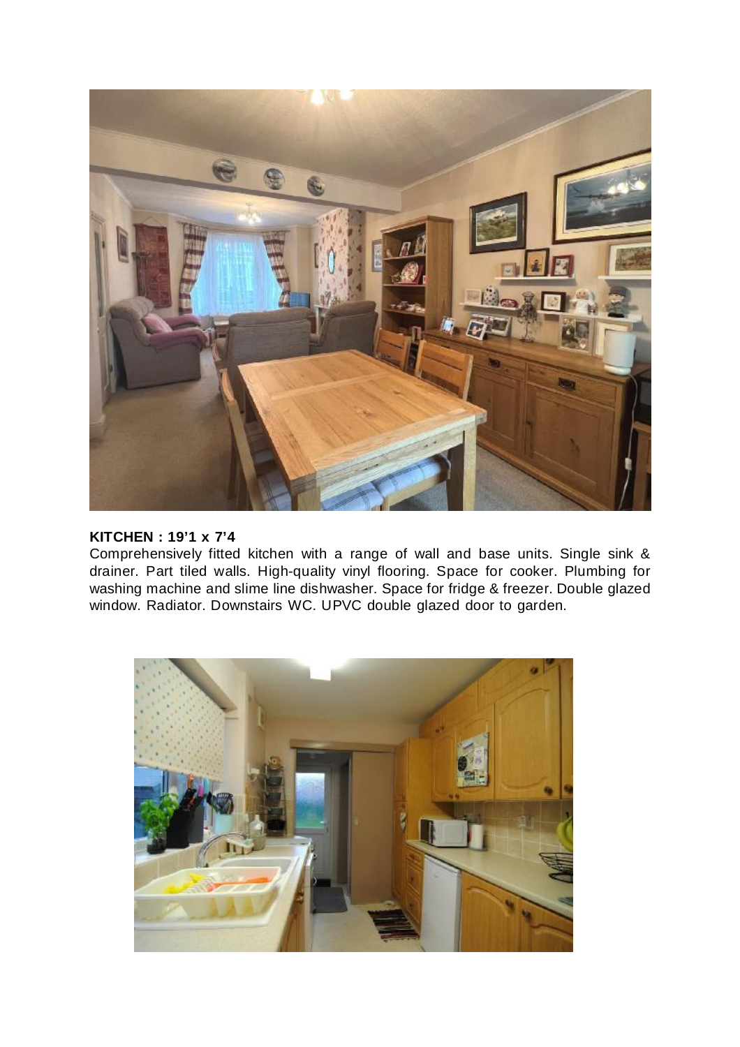**KITCHEN : 19'1 x 7'4**

Comprehensively fitted kitchen with a range of wall and base units. Single sink & drainer. Part tiled walls. High-quality vinyl flooring. Space for cooker. Plumbing for washing machine and slime line dishwasher. Space for fridge & freezer. Double glazed window. Radiator. Downstairs WC. UPVC double glazed door to garden.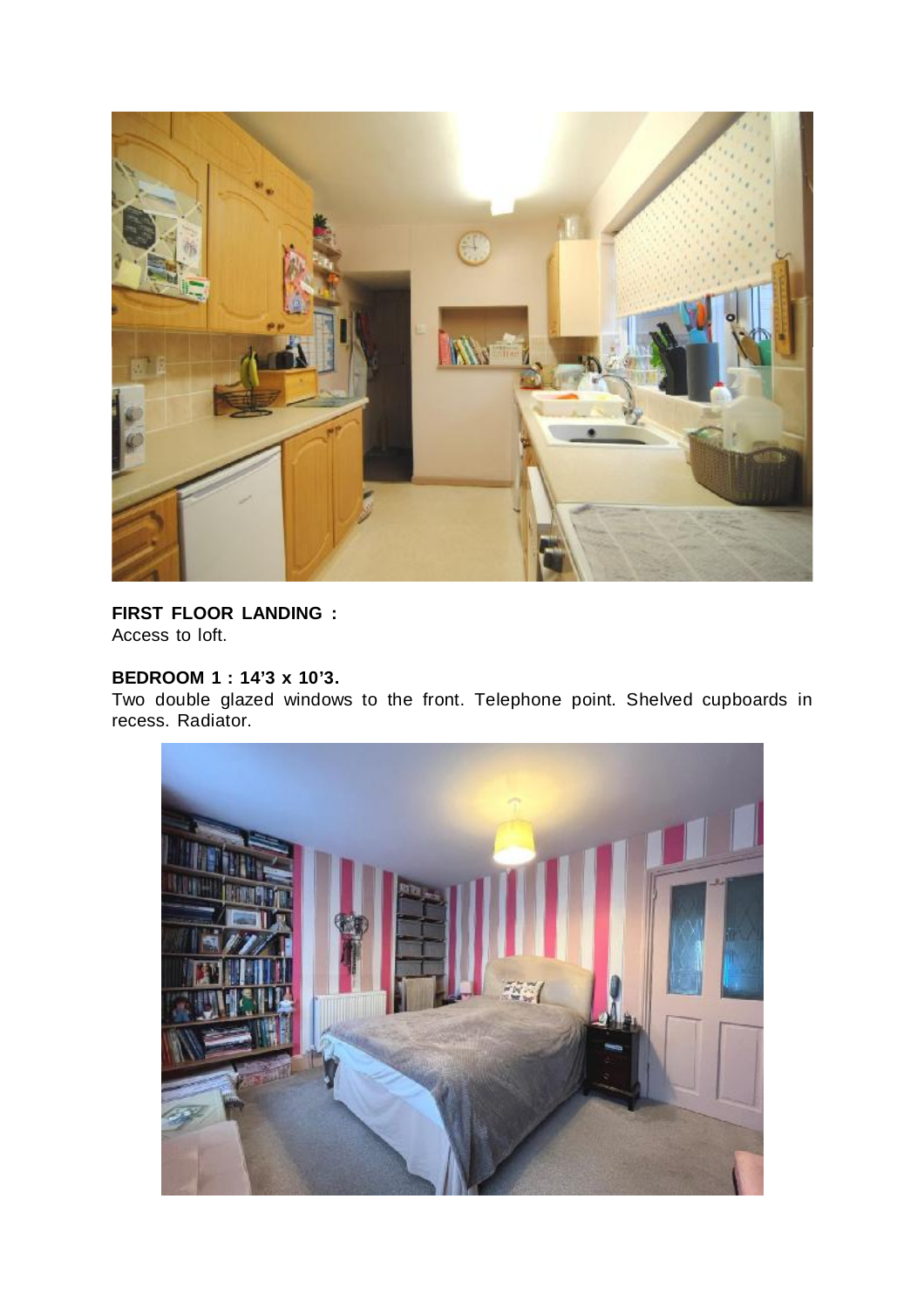**FIRST FLOOR LANDING :**
Access to loft.

**BEDROOM 1 : 14'3 x 10'3.**
Two double glazed windows to the front. Telephone point. Shelved cupboards in recess. Radiator.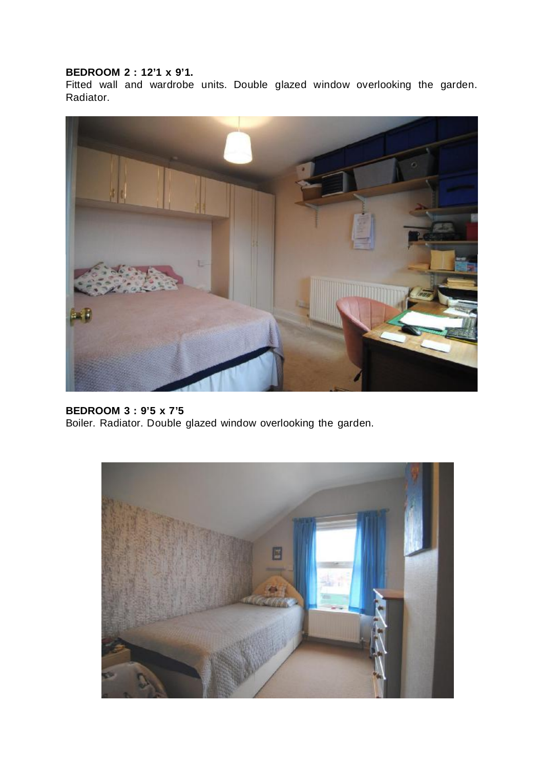**BEDROOM 2 : 12'1 x 9'1.**
Fitted wall and wardrobe units. Double glazed window overlooking the garden. Radiator.

**BEDROOM 3 : 9'5 x 7'5**
Boiler. Radiator. Double glazed window overlooking the garden.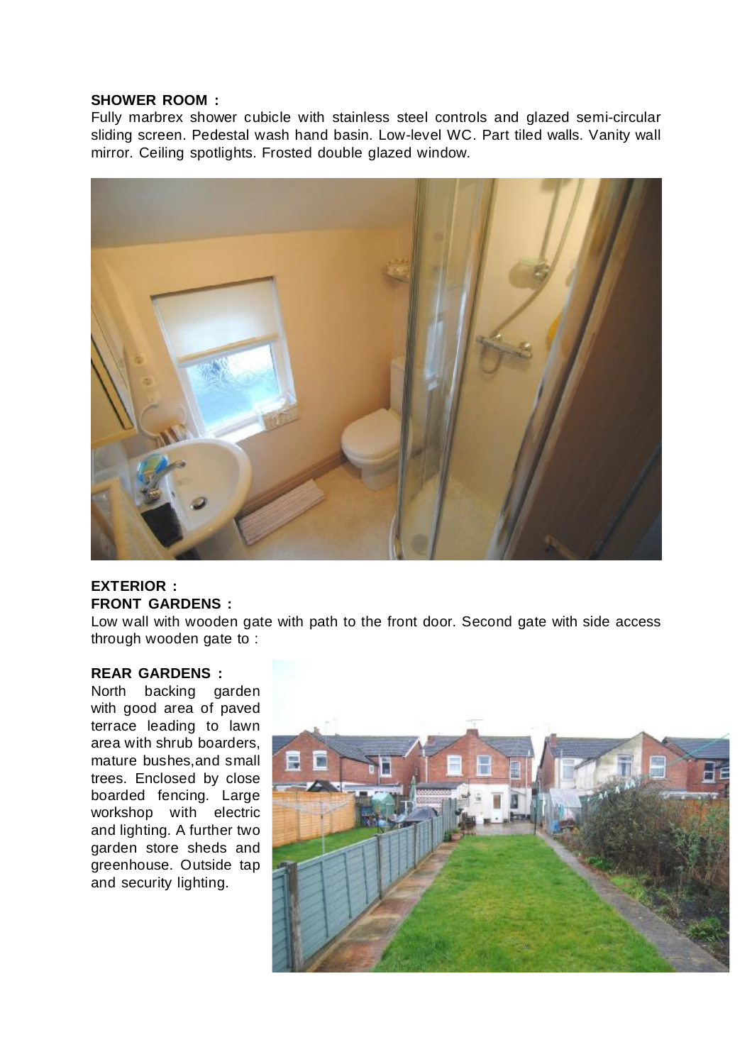**SHOWER ROOM :**
Fully marbrex shower cubicle with stainless steel controls and glazed semi-circular sliding screen. Pedestal wash hand basin. Low-level WC. Part tiled walls. Vanity wall mirror. Ceiling spotlights. Frosted double glazed window.

**EXTERIOR :**
**FRONT GARDENS :**
Low wall with wooden gate with path to the front door. Second gate with side access through wooden gate to :

**REAR GARDENS :**
North backing garden with good area of paved terrace leading to lawn area with shrub boarders, mature bushes,and small trees. Enclosed by close boarded fencing. Large workshop with electric and lighting. A further two garden store sheds and greenhouse. Outside tap and security lighting.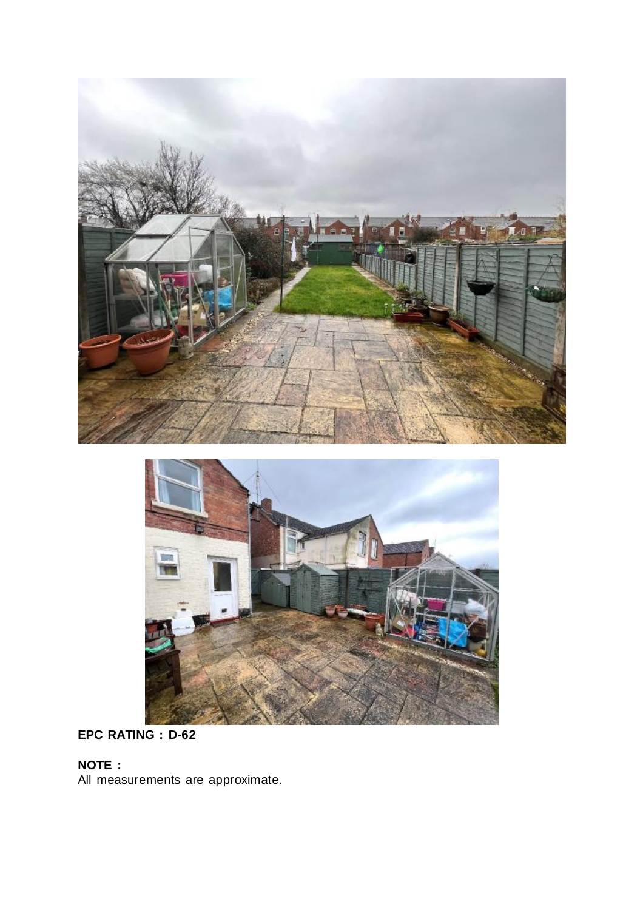**EPC RATING : D-62**

**NOTE :**
All measurements are approximate.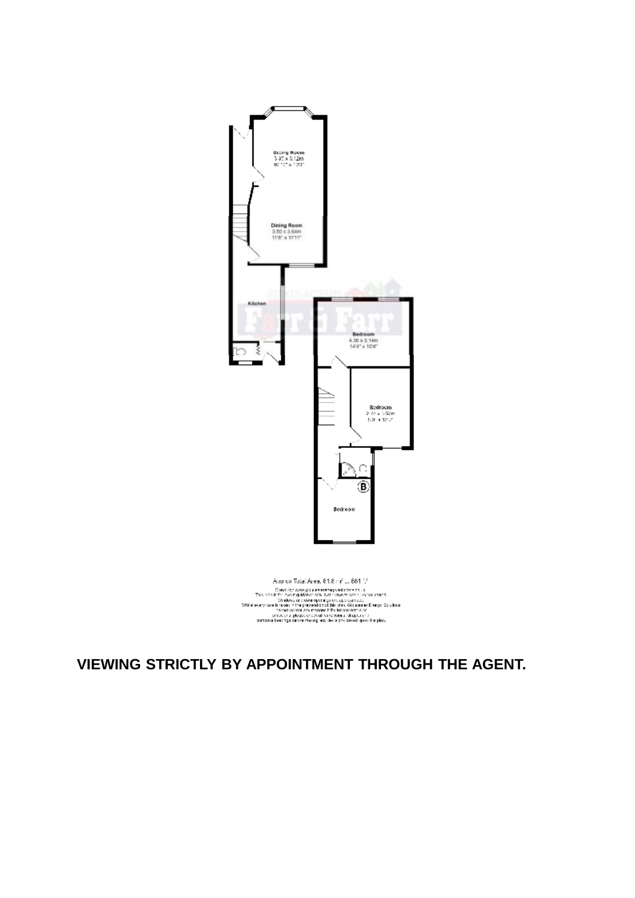Sitting Room
3.30 x 3.12m
10'10" x 10'3"

Dining Room
3.50 x 3.64m
11'6" x 11'11"

Kitchen

Bedroom
4.36 x 3.14m
14'4" x 10'4"

Bedroom

Bedroom

Approx Total Area: 81.8 m² ... 881 ft²

**VIEWING STRICTLY BY APPOINTMENT THROUGH THE AGENT.**